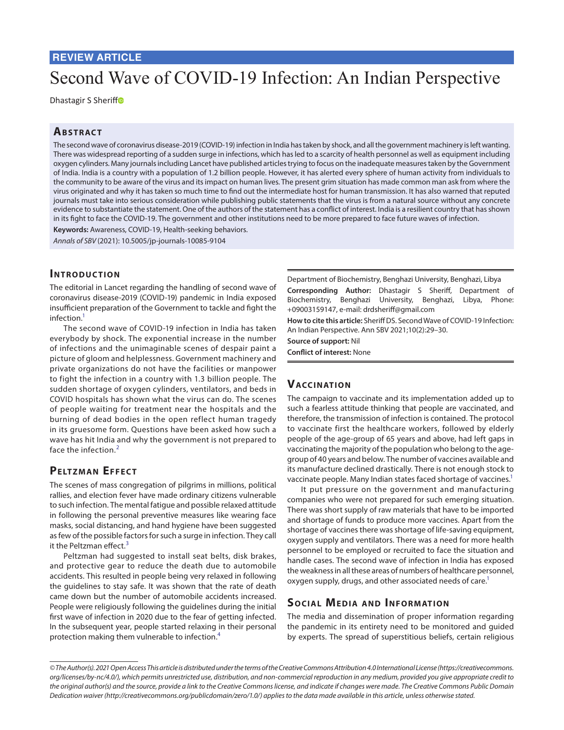REVIEW ARTICLE

# Second Wave of COVID-19 Infection: An Indian Perspective

Dhastagir S Sheriff

## Abstract

The second wave of coronavirus disease-2019 (COVID-19) infection in India has taken by shock, and all the government machinery is left wanting. There was widespread reporting of a sudden surge in infections, which has led to a scarcity of health personnel as well as equipment including oxygen cylinders. Many journals including Lancet have published articles trying to focus on the inadequate measures taken by the Government of India. India is a country with a population of 1.2 billion people. However, it has alerted every sphere of human activity from individuals to the community to be aware of the virus and its impact on human lives. The present grim situation has made common man ask from where the virus originated and why it has taken so much time to find out the intermediate host for human transmission. It has also warned that reputed journals must take into serious consideration while publishing public statements that the virus is from a natural source without any concrete evidence to substantiate the statement. One of the authors of the statement has a conflict of interest. India is a resilient country that has shown in its fight to face the COVID-19. The government and other institutions need to be more prepared to face future waves of infection.

**Keywords:** Awareness, COVID-19, Health-seeking behaviors.

*Annals of SBV* (2021): 10.5005/jp-journals-10085-9104

## Introduction

The editorial in Lancet regarding the handling of second wave of coronavirus disease-2019 (COVID-19) pandemic in India exposed insufficient preparation of the Government to tackle and fight the infection.[1]

The second wave of COVID-19 infection in India has taken everybody by shock. The exponential increase in the number of infections and the unimaginable scenes of despair paint a picture of gloom and helplessness. Government machinery and private organizations do not have the facilities or manpower to fight the infection in a country with 1.3 billion people. The sudden shortage of oxygen cylinders, ventilators, and beds in COVID hospitals has shown what the virus can do. The scenes of people waiting for treatment near the hospitals and the burning of dead bodies in the open reflect human tragedy in its gruesome form. Questions have been asked how such a wave has hit India and why the government is not prepared to face the infection.[2]

## Peltzman Effect

The scenes of mass congregation of pilgrims in millions, political rallies, and election fever have made ordinary citizens vulnerable to such infection. The mental fatigue and possible relaxed attitude in following the personal preventive measures like wearing face masks, social distancing, and hand hygiene have been suggested as few of the possible factors for such a surge in infection. They call it the Peltzman effect.[3]

Peltzman had suggested to install seat belts, disk brakes, and protective gear to reduce the death due to automobile accidents. This resulted in people being very relaxed in following the guidelines to stay safe. It was shown that the rate of death came down but the number of automobile accidents increased. People were religiously following the guidelines during the initial first wave of infection in 2020 due to the fear of getting infected. In the subsequent year, people started relaxing in their personal protection making them vulnerable to infection.[4]

Department of Biochemistry, Benghazi University, Benghazi, Libya

**Corresponding Author:** Dhastagir S Sheriff, Department of Biochemistry, Benghazi University, Benghazi, Libya, Phone: +09003159147, e-mail: drdsheriff@gmail.com

**How to cite this article:** Sheriff DS. Second Wave of COVID-19 Infection: An Indian Perspective. Ann SBV 2021;10(2):29–30.

**Source of support:** Nil

**Conflict of interest:** None

## Vaccination

The campaign to vaccinate and its implementation added up to such a fearless attitude thinking that people are vaccinated, and therefore, the transmission of infection is contained. The protocol to vaccinate first the healthcare workers, followed by elderly people of the age-group of 65 years and above, had left gaps in vaccinating the majority of the population who belong to the age-group of 40 years and below. The number of vaccines available and its manufacture declined drastically. There is not enough stock to vaccinate people. Many Indian states faced shortage of vaccines.[1]

It put pressure on the government and manufacturing companies who were not prepared for such emerging situation. There was short supply of raw materials that have to be imported and shortage of funds to produce more vaccines. Apart from the shortage of vaccines there was shortage of life-saving equipment, oxygen supply and ventilators. There was a need for more health personnel to be employed or recruited to face the situation and handle cases. The second wave of infection in India has exposed the weakness in all these areas of numbers of healthcare personnel, oxygen supply, drugs, and other associated needs of care.[1]

## Social Media and Information

The media and dissemination of proper information regarding the pandemic in its entirety need to be monitored and guided by experts. The spread of superstitious beliefs, certain religious

*© The Author(s). 2021 Open Access This article is distributed under the terms of the Creative Commons Attribution 4.0 International License (https://creativecommons.org/licenses/by-nc/4.0/), which permits unrestricted use, distribution, and non-commercial reproduction in any medium, provided you give appropriate credit to the original author(s) and the source, provide a link to the Creative Commons license, and indicate if changes were made. The Creative Commons Public Domain Dedication waiver (http://creativecommons.org/publicdomain/zero/1.0/) applies to the data made available in this article, unless otherwise stated.*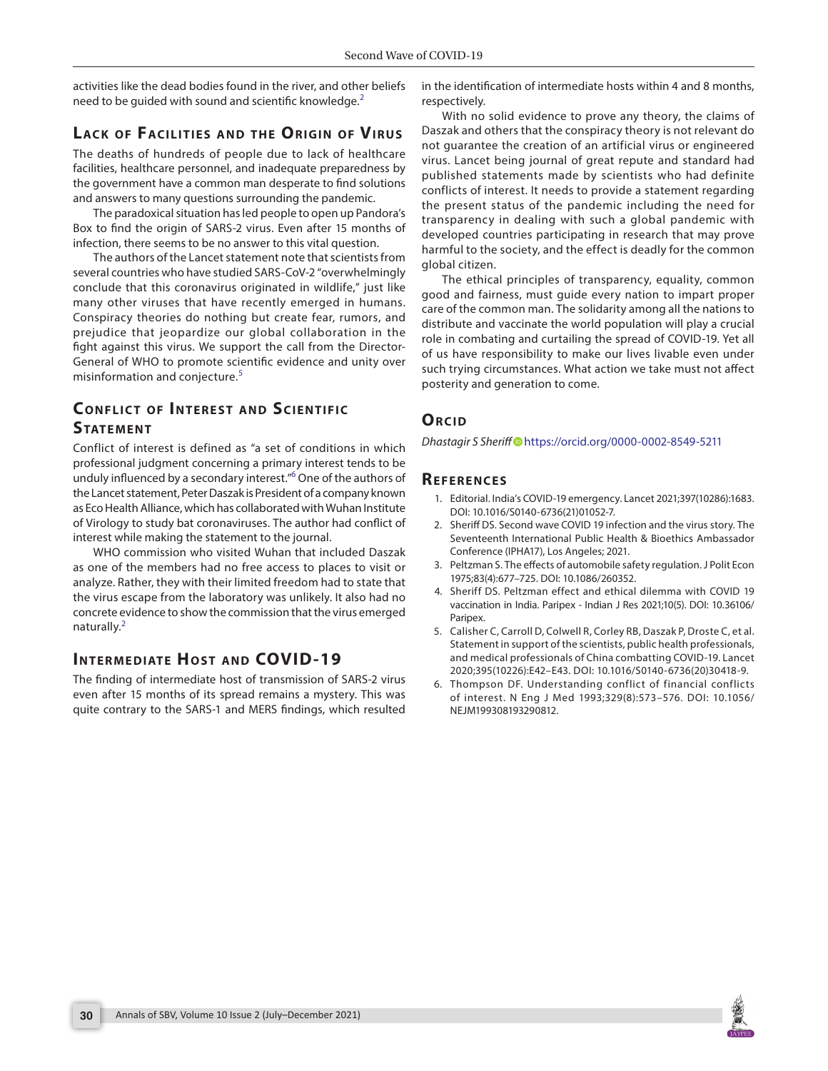activities like the dead bodies found in the river, and other beliefs need to be guided with sound and scientific knowledge.[2]

## Lack of Facilities and the Origin of Virus

The deaths of hundreds of people due to lack of healthcare facilities, healthcare personnel, and inadequate preparedness by the government have a common man desperate to find solutions and answers to many questions surrounding the pandemic.

The paradoxical situation has led people to open up Pandora's Box to find the origin of SARS-2 virus. Even after 15 months of infection, there seems to be no answer to this vital question.

The authors of the Lancet statement note that scientists from several countries who have studied SARS-CoV-2 "overwhelmingly conclude that this coronavirus originated in wildlife," just like many other viruses that have recently emerged in humans. Conspiracy theories do nothing but create fear, rumors, and prejudice that jeopardize our global collaboration in the fight against this virus. We support the call from the Director-General of WHO to promote scientific evidence and unity over misinformation and conjecture.[5]

## Conflict of Interest and Scientific Statement

Conflict of interest is defined as "a set of conditions in which professional judgment concerning a primary interest tends to be unduly influenced by a secondary interest."[6] One of the authors of the Lancet statement, Peter Daszak is President of a company known as Eco Health Alliance, which has collaborated with Wuhan Institute of Virology to study bat coronaviruses. The author had conflict of interest while making the statement to the journal.

WHO commission who visited Wuhan that included Daszak as one of the members had no free access to places to visit or analyze. Rather, they with their limited freedom had to state that the virus escape from the laboratory was unlikely. It also had no concrete evidence to show the commission that the virus emerged naturally.[2]

## Intermediate Host and COVID-19

The finding of intermediate host of transmission of SARS-2 virus even after 15 months of its spread remains a mystery. This was quite contrary to the SARS-1 and MERS findings, which resulted in the identification of intermediate hosts within 4 and 8 months, respectively.

With no solid evidence to prove any theory, the claims of Daszak and others that the conspiracy theory is not relevant do not guarantee the creation of an artificial virus or engineered virus. Lancet being journal of great repute and standard had published statements made by scientists who had definite conflicts of interest. It needs to provide a statement regarding the present status of the pandemic including the need for transparency in dealing with such a global pandemic with developed countries participating in research that may prove harmful to the society, and the effect is deadly for the common global citizen.

The ethical principles of transparency, equality, common good and fairness, must guide every nation to impart proper care of the common man. The solidarity among all the nations to distribute and vaccinate the world population will play a crucial role in combating and curtailing the spread of COVID-19. Yet all of us have responsibility to make our lives livable even under such trying circumstances. What action we take must not affect posterity and generation to come.

## Orcid

*Dhastagir S Sheriff* https://orcid.org/0000-0002-8549-5211

## References

1. Editorial. India's COVID-19 emergency. Lancet 2021;397(10286):1683. DOI: 10.1016/S0140-6736(21)01052-7.
2. Sheriff DS. Second wave COVID 19 infection and the virus story. The Seventeenth International Public Health & Bioethics Ambassador Conference (IPHA17), Los Angeles; 2021.
3. Peltzman S. The effects of automobile safety regulation. J Polit Econ 1975;83(4):677–725. DOI: 10.1086/260352.
4. Sheriff DS. Peltzman effect and ethical dilemma with COVID 19 vaccination in India. Paripex - Indian J Res 2021;10(5). DOI: 10.36106/Paripex.
5. Calisher C, Carroll D, Colwell R, Corley RB, Daszak P, Droste C, et al. Statement in support of the scientists, public health professionals, and medical professionals of China combatting COVID-19. Lancet 2020;395(10226):E42–E43. DOI: 10.1016/S0140-6736(20)30418-9.
6. Thompson DF. Understanding conflict of financial conflicts of interest. N Eng J Med 1993;329(8):573–576. DOI: 10.1056/NEJM199308193290812.